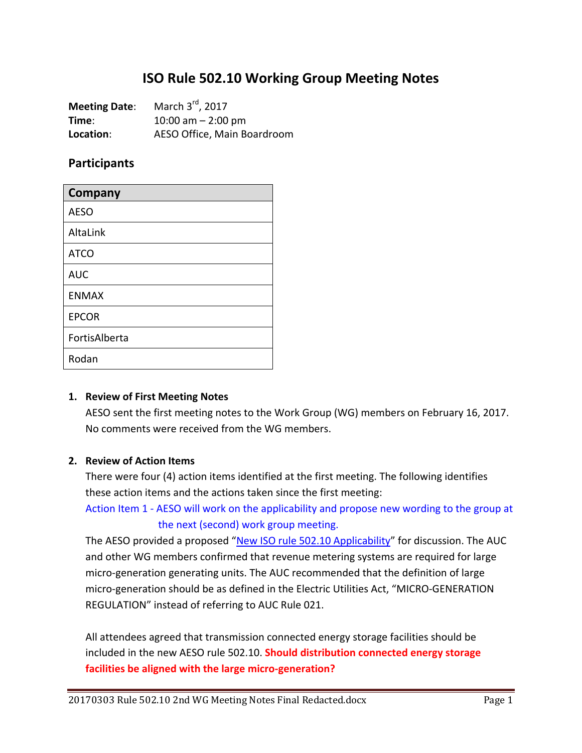# ISO Rule 502.10 Working Group Meeting Notes

**Meeting Date**: March 3rd, 2017
**Time**: 10:00 am – 2:00 pm
**Location**: AESO Office, Main Boardroom

## Participants

| Company |
| --- |
| AESO |
| AltaLink |
| ATCO |
| AUC |
| ENMAX |
| EPCOR |
| FortisAlberta |
| Rodan |

1. **Review of First Meeting Notes**

   AESO sent the first meeting notes to the Work Group (WG) members on February 16, 2017. No comments were received from the WG members.

2. **Review of Action Items**

   There were four (4) action items identified at the first meeting. The following identifies these action items and the actions taken since the first meeting:

   Action Item 1 - AESO will work on the applicability and propose new wording to the group at the next (second) work group meeting.

   The AESO provided a proposed "New ISO rule 502.10 Applicability" for discussion. The AUC and other WG members confirmed that revenue metering systems are required for large micro-generation generating units. The AUC recommended that the definition of large micro-generation should be as defined in the Electric Utilities Act, "MICRO-GENERATION REGULATION" instead of referring to AUC Rule 021.

   All attendees agreed that transmission connected energy storage facilities should be included in the new AESO rule 502.10. **Should distribution connected energy storage facilities be aligned with the large micro-generation?**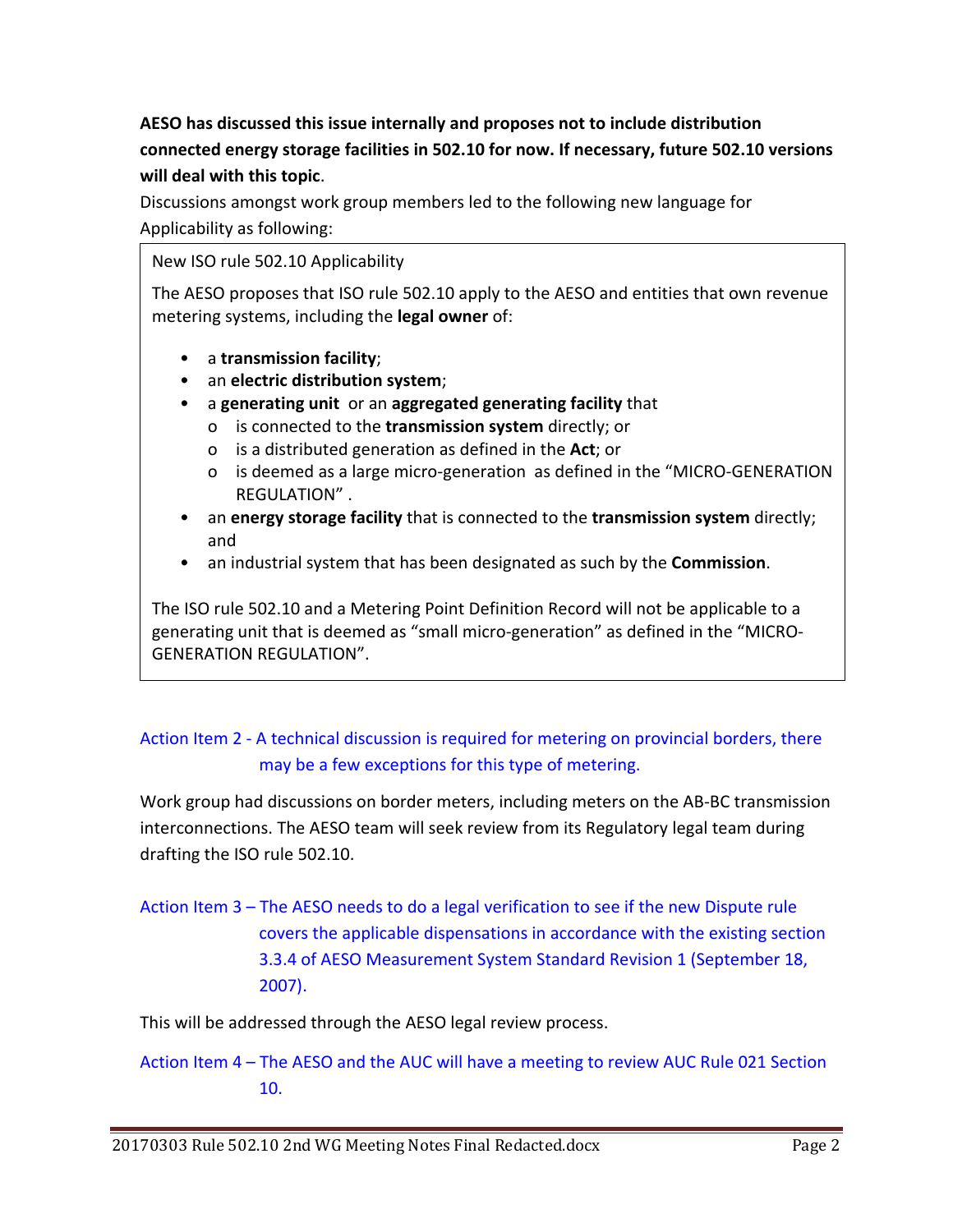**AESO has discussed this issue internally and proposes not to include distribution connected energy storage facilities in 502.10 for now. If necessary, future 502.10 versions will deal with this topic**.

Discussions amongst work group members led to the following new language for Applicability as following:

> New ISO rule 502.10 Applicability
>
> The AESO proposes that ISO rule 502.10 apply to the AESO and entities that own revenue metering systems, including the **legal owner** of:
>
> - a **transmission facility**;
> - an **electric distribution system**;
> - a **generating unit** or an **aggregated generating facility** that
>   - is connected to the **transmission system** directly; or
>   - is a distributed generation as defined in the **Act**; or
>   - is deemed as a large micro-generation as defined in the "MICRO-GENERATION REGULATION" .
> - an **energy storage facility** that is connected to the **transmission system** directly; and
> - an industrial system that has been designated as such by the **Commission**.
>
> The ISO rule 502.10 and a Metering Point Definition Record will not be applicable to a generating unit that is deemed as "small micro-generation" as defined in the "MICRO-GENERATION REGULATION".

Action Item 2 - A technical discussion is required for metering on provincial borders, there may be a few exceptions for this type of metering.

Work group had discussions on border meters, including meters on the AB-BC transmission interconnections. The AESO team will seek review from its Regulatory legal team during drafting the ISO rule 502.10.

Action Item 3 – The AESO needs to do a legal verification to see if the new Dispute rule covers the applicable dispensations in accordance with the existing section 3.3.4 of AESO Measurement System Standard Revision 1 (September 18, 2007).

This will be addressed through the AESO legal review process.

Action Item 4 – The AESO and the AUC will have a meeting to review AUC Rule 021 Section 10.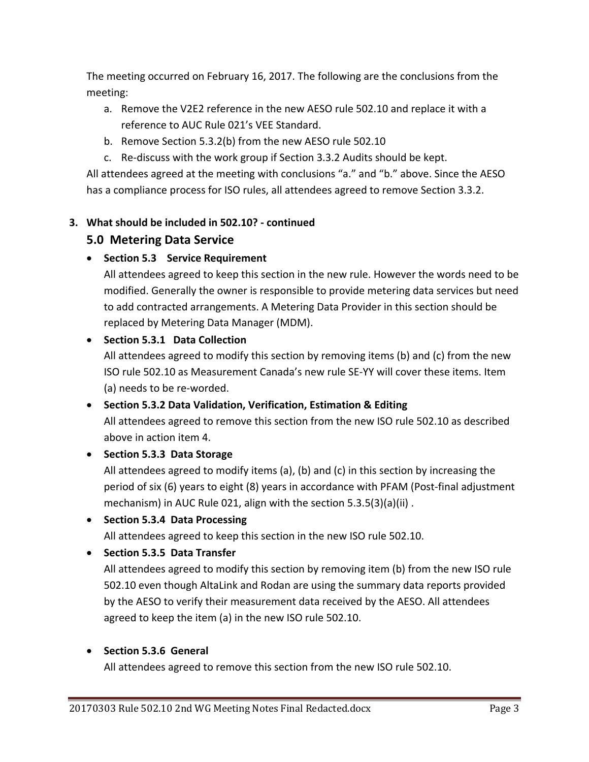The meeting occurred on February 16, 2017. The following are the conclusions from the meeting:

a. Remove the V2E2 reference in the new AESO rule 502.10 and replace it with a reference to AUC Rule 021's VEE Standard.
b. Remove Section 5.3.2(b) from the new AESO rule 502.10
c. Re-discuss with the work group if Section 3.3.2 Audits should be kept.

All attendees agreed at the meeting with conclusions "a." and "b." above. Since the AESO has a compliance process for ISO rules, all attendees agreed to remove Section 3.3.2.

**3. What should be included in 502.10? - continued**

## 5.0 Metering Data Service

- **Section 5.3 Service Requirement**
  All attendees agreed to keep this section in the new rule. However the words need to be modified. Generally the owner is responsible to provide metering data services but need to add contracted arrangements. A Metering Data Provider in this section should be replaced by Metering Data Manager (MDM).

- **Section 5.3.1 Data Collection**
  All attendees agreed to modify this section by removing items (b) and (c) from the new ISO rule 502.10 as Measurement Canada's new rule SE-YY will cover these items. Item (a) needs to be re-worded.

- **Section 5.3.2 Data Validation, Verification, Estimation & Editing**
  All attendees agreed to remove this section from the new ISO rule 502.10 as described above in action item 4.

- **Section 5.3.3 Data Storage**
  All attendees agreed to modify items (a), (b) and (c) in this section by increasing the period of six (6) years to eight (8) years in accordance with PFAM (Post-final adjustment mechanism) in AUC Rule 021, align with the section 5.3.5(3)(a)(ii) .

- **Section 5.3.4 Data Processing**
  All attendees agreed to keep this section in the new ISO rule 502.10.

- **Section 5.3.5 Data Transfer**
  All attendees agreed to modify this section by removing item (b) from the new ISO rule 502.10 even though AltaLink and Rodan are using the summary data reports provided by the AESO to verify their measurement data received by the AESO. All attendees agreed to keep the item (a) in the new ISO rule 502.10.

- **Section 5.3.6 General**
  All attendees agreed to remove this section from the new ISO rule 502.10.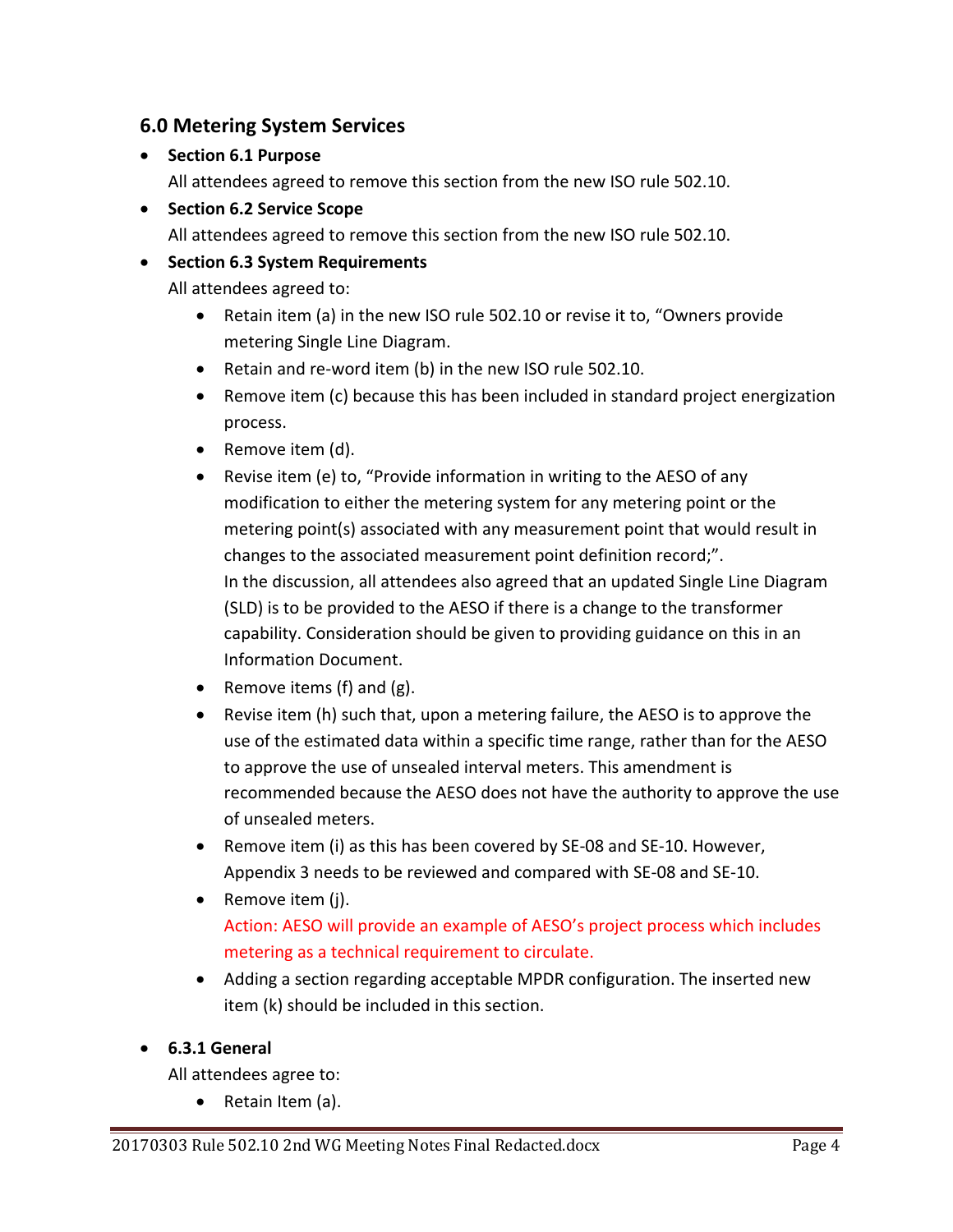## 6.0 Metering System Services

- **Section 6.1 Purpose**
  All attendees agreed to remove this section from the new ISO rule 502.10.
- **Section 6.2 Service Scope**
  All attendees agreed to remove this section from the new ISO rule 502.10.
- **Section 6.3 System Requirements**
  All attendees agreed to:
  - Retain item (a) in the new ISO rule 502.10 or revise it to, "Owners provide metering Single Line Diagram.
  - Retain and re-word item (b) in the new ISO rule 502.10.
  - Remove item (c) because this has been included in standard project energization process.
  - Remove item (d).
  - Revise item (e) to, "Provide information in writing to the AESO of any modification to either the metering system for any metering point or the metering point(s) associated with any measurement point that would result in changes to the associated measurement point definition record;".
    In the discussion, all attendees also agreed that an updated Single Line Diagram (SLD) is to be provided to the AESO if there is a change to the transformer capability. Consideration should be given to providing guidance on this in an Information Document.
  - Remove items (f) and (g).
  - Revise item (h) such that, upon a metering failure, the AESO is to approve the use of the estimated data within a specific time range, rather than for the AESO to approve the use of unsealed interval meters. This amendment is recommended because the AESO does not have the authority to approve the use of unsealed meters.
  - Remove item (i) as this has been covered by SE-08 and SE-10. However, Appendix 3 needs to be reviewed and compared with SE-08 and SE-10.
  - Remove item (j).
    Action: AESO will provide an example of AESO's project process which includes metering as a technical requirement to circulate.
  - Adding a section regarding acceptable MPDR configuration. The inserted new item (k) should be included in this section.

- **6.3.1 General**
  All attendees agree to:
  - Retain Item (a).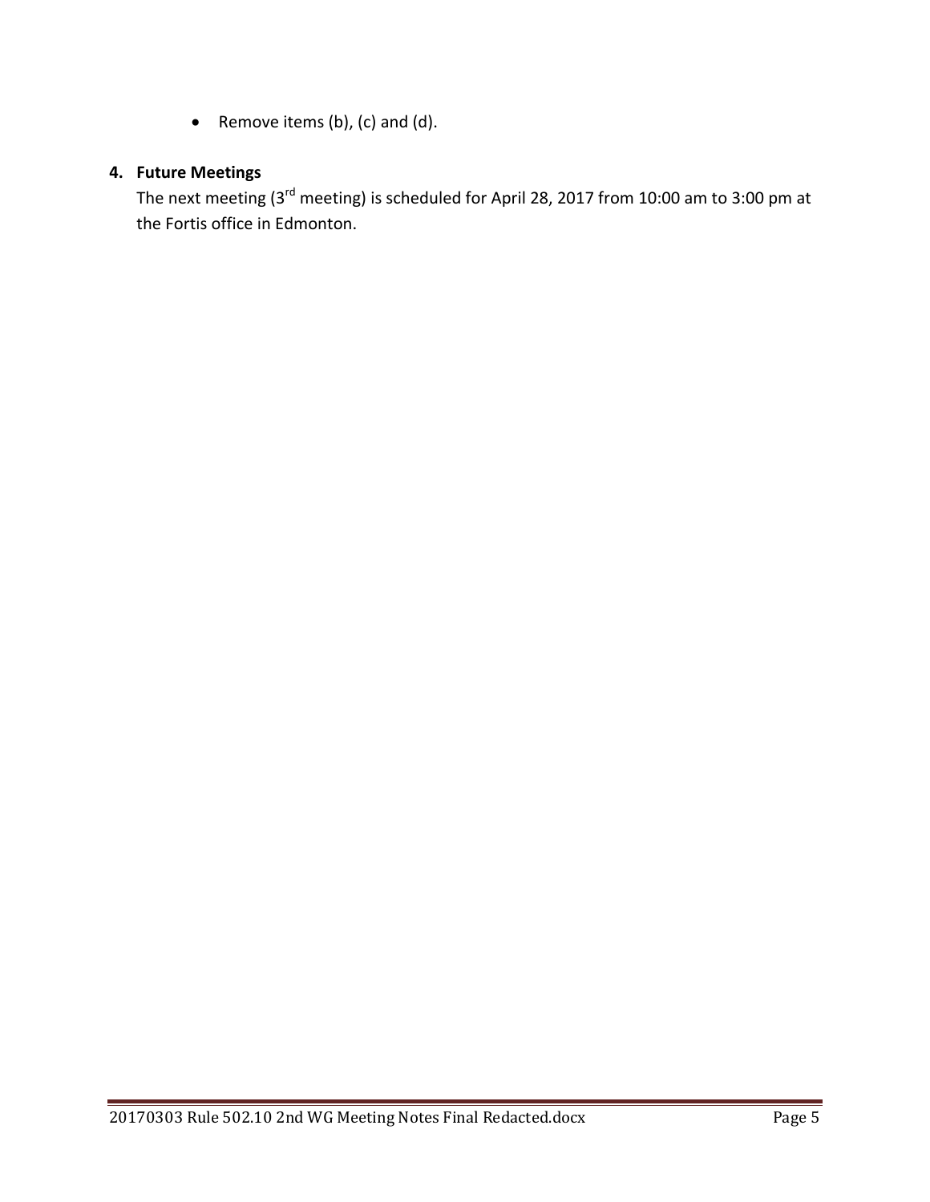- Remove items (b), (c) and (d).

**4. Future Meetings**

The next meeting (3rd meeting) is scheduled for April 28, 2017 from 10:00 am to 3:00 pm at the Fortis office in Edmonton.